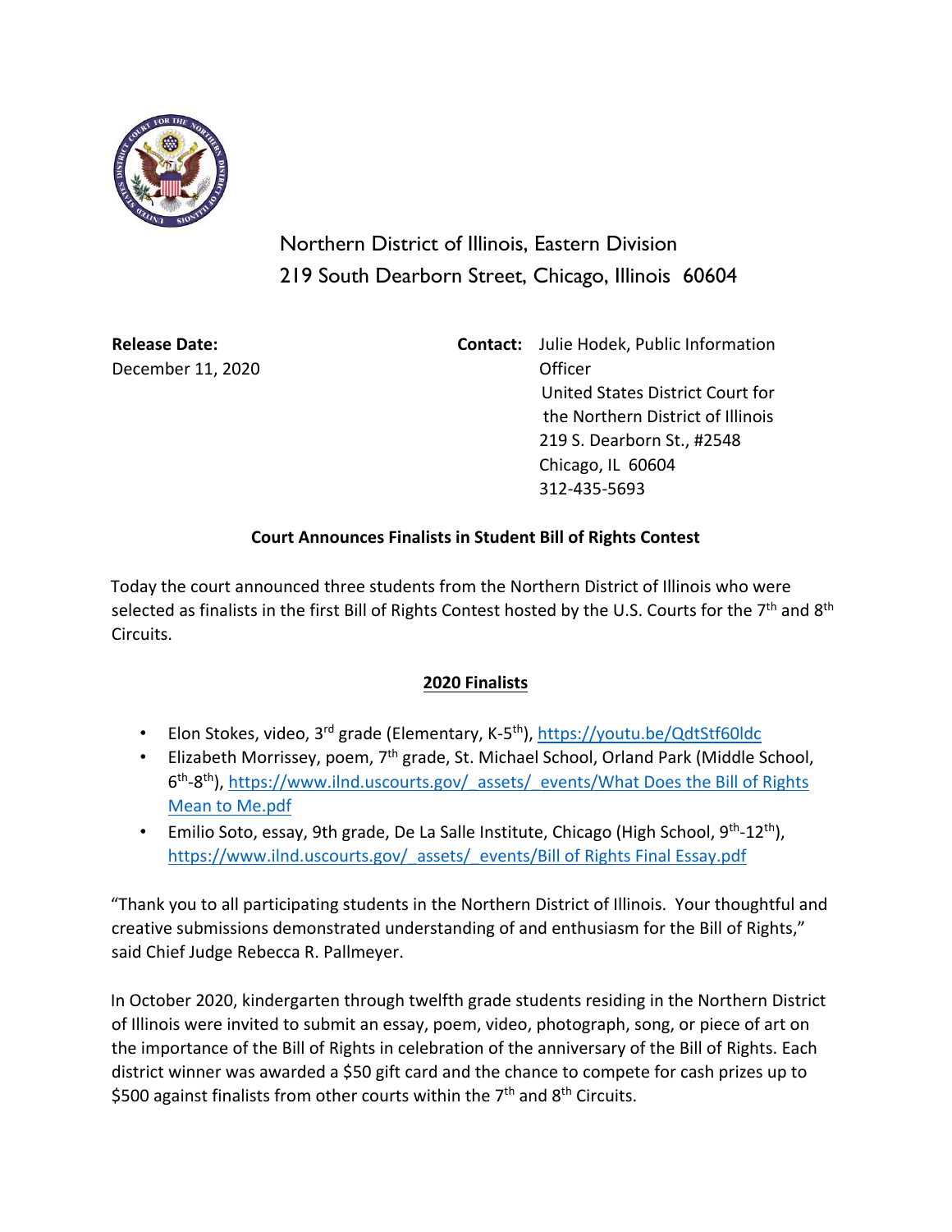Northern District of Illinois, Eastern Division
219 South Dearborn Street, Chicago, Illinois 60604

**Release Date:**
December 11, 2020

**Contact:** Julie Hodek, Public Information Officer
United States District Court for the Northern District of Illinois
219 S. Dearborn St., #2548
Chicago, IL 60604
312-435-5693

**Court Announces Finalists in Student Bill of Rights Contest**

Today the court announced three students from the Northern District of Illinois who were selected as finalists in the first Bill of Rights Contest hosted by the U.S. Courts for the 7th and 8th Circuits.

**2020 Finalists**

- Elon Stokes, video, 3rd grade (Elementary, K-5th), https://youtu.be/QdtStf60ldc
- Elizabeth Morrissey, poem, 7th grade, St. Michael School, Orland Park (Middle School, 6th-8th), https://www.ilnd.uscourts.gov/_assets/_events/What Does the Bill of Rights Mean to Me.pdf
- Emilio Soto, essay, 9th grade, De La Salle Institute, Chicago (High School, 9th-12th), https://www.ilnd.uscourts.gov/_assets/_events/Bill of Rights Final Essay.pdf

"Thank you to all participating students in the Northern District of Illinois. Your thoughtful and creative submissions demonstrated understanding of and enthusiasm for the Bill of Rights," said Chief Judge Rebecca R. Pallmeyer.

In October 2020, kindergarten through twelfth grade students residing in the Northern District of Illinois were invited to submit an essay, poem, video, photograph, song, or piece of art on the importance of the Bill of Rights in celebration of the anniversary of the Bill of Rights. Each district winner was awarded a $50 gift card and the chance to compete for cash prizes up to $500 against finalists from other courts within the 7th and 8th Circuits.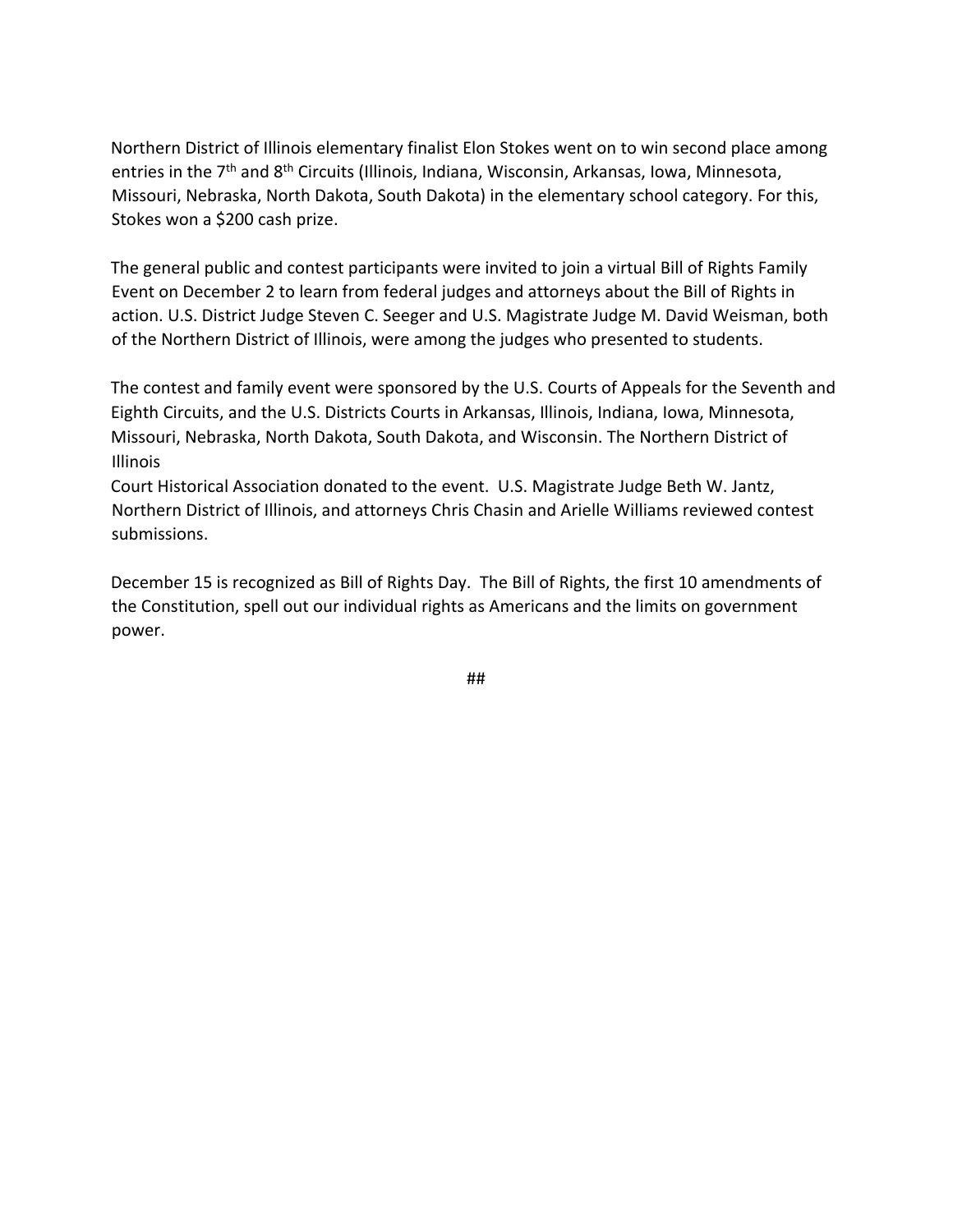Northern District of Illinois elementary finalist Elon Stokes went on to win second place among entries in the 7th and 8th Circuits (Illinois, Indiana, Wisconsin, Arkansas, Iowa, Minnesota, Missouri, Nebraska, North Dakota, South Dakota) in the elementary school category. For this, Stokes won a $200 cash prize.

The general public and contest participants were invited to join a virtual Bill of Rights Family Event on December 2 to learn from federal judges and attorneys about the Bill of Rights in action. U.S. District Judge Steven C. Seeger and U.S. Magistrate Judge M. David Weisman, both of the Northern District of Illinois, were among the judges who presented to students.

The contest and family event were sponsored by the U.S. Courts of Appeals for the Seventh and Eighth Circuits, and the U.S. Districts Courts in Arkansas, Illinois, Indiana, Iowa, Minnesota, Missouri, Nebraska, North Dakota, South Dakota, and Wisconsin. The Northern District of Illinois Court Historical Association donated to the event. U.S. Magistrate Judge Beth W. Jantz, Northern District of Illinois, and attorneys Chris Chasin and Arielle Williams reviewed contest submissions.

December 15 is recognized as Bill of Rights Day. The Bill of Rights, the first 10 amendments of the Constitution, spell out our individual rights as Americans and the limits on government power.

##